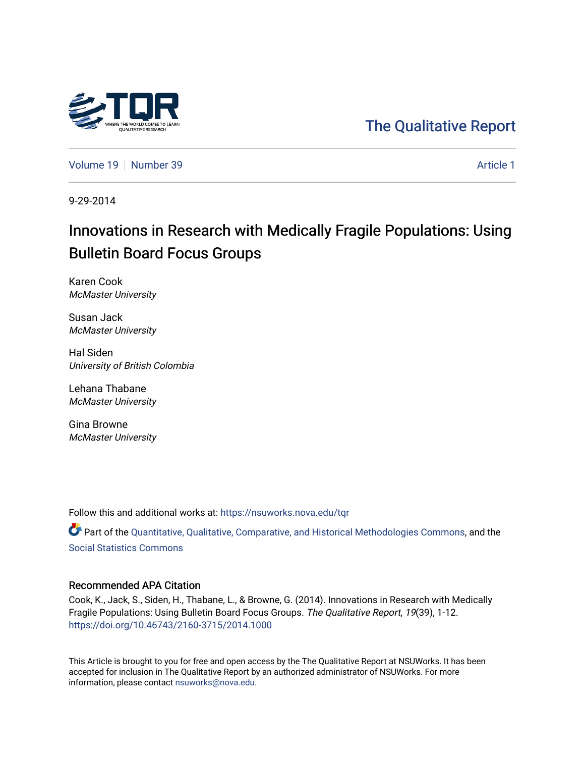The Qualitative Report

Volume 19 | Number 39 | Article 1

9-29-2014

# Innovations in Research with Medically Fragile Populations: Using Bulletin Board Focus Groups

Karen Cook
*McMaster University*

Susan Jack
*McMaster University*

Hal Siden
*University of British Colombia*

Lehana Thabane
*McMaster University*

Gina Browne
*McMaster University*

Follow this and additional works at: https://nsuworks.nova.edu/tqr

Part of the Quantitative, Qualitative, Comparative, and Historical Methodologies Commons, and the Social Statistics Commons

### Recommended APA Citation

Cook, K., Jack, S., Siden, H., Thabane, L., & Browne, G. (2014). Innovations in Research with Medically Fragile Populations: Using Bulletin Board Focus Groups. *The Qualitative Report*, *19*(39), 1-12. https://doi.org/10.46743/2160-3715/2014.1000

This Article is brought to you for free and open access by the The Qualitative Report at NSUWorks. It has been accepted for inclusion in The Qualitative Report by an authorized administrator of NSUWorks. For more information, please contact nsuworks@nova.edu.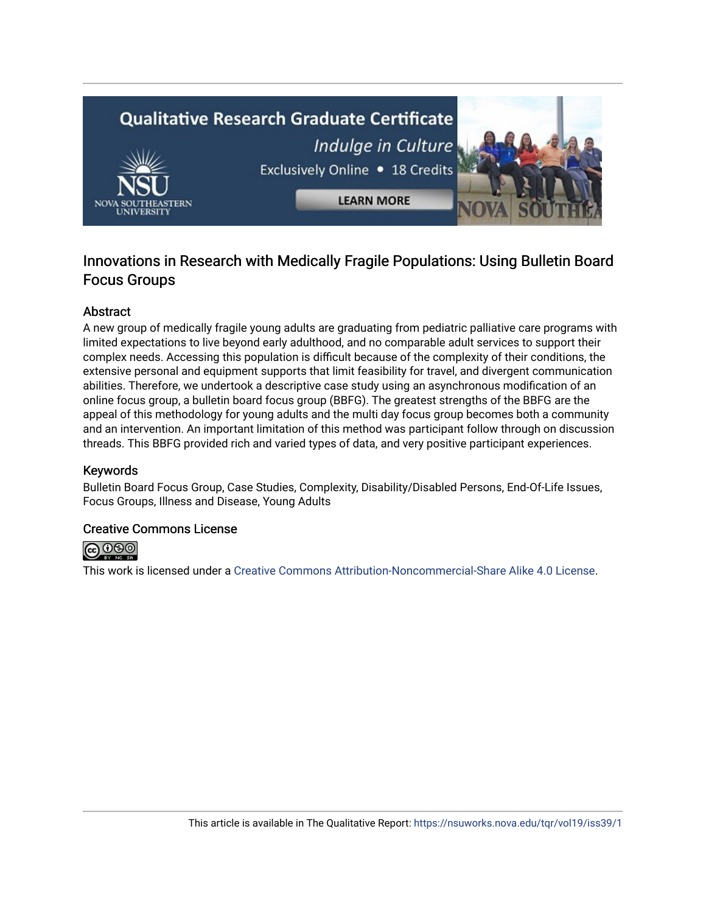# Innovations in Research with Medically Fragile Populations: Using Bulletin Board Focus Groups

## Abstract

A new group of medically fragile young adults are graduating from pediatric palliative care programs with limited expectations to live beyond early adulthood, and no comparable adult services to support their complex needs. Accessing this population is difficult because of the complexity of their conditions, the extensive personal and equipment supports that limit feasibility for travel, and divergent communication abilities. Therefore, we undertook a descriptive case study using an asynchronous modification of an online focus group, a bulletin board focus group (BBFG). The greatest strengths of the BBFG are the appeal of this methodology for young adults and the multi day focus group becomes both a community and an intervention. An important limitation of this method was participant follow through on discussion threads. This BBFG provided rich and varied types of data, and very positive participant experiences.

## Keywords

Bulletin Board Focus Group, Case Studies, Complexity, Disability/Disabled Persons, End-Of-Life Issues, Focus Groups, Illness and Disease, Young Adults

## Creative Commons License

This work is licensed under a Creative Commons Attribution-Noncommercial-Share Alike 4.0 License.

This article is available in The Qualitative Report: https://nsuworks.nova.edu/tqr/vol19/iss39/1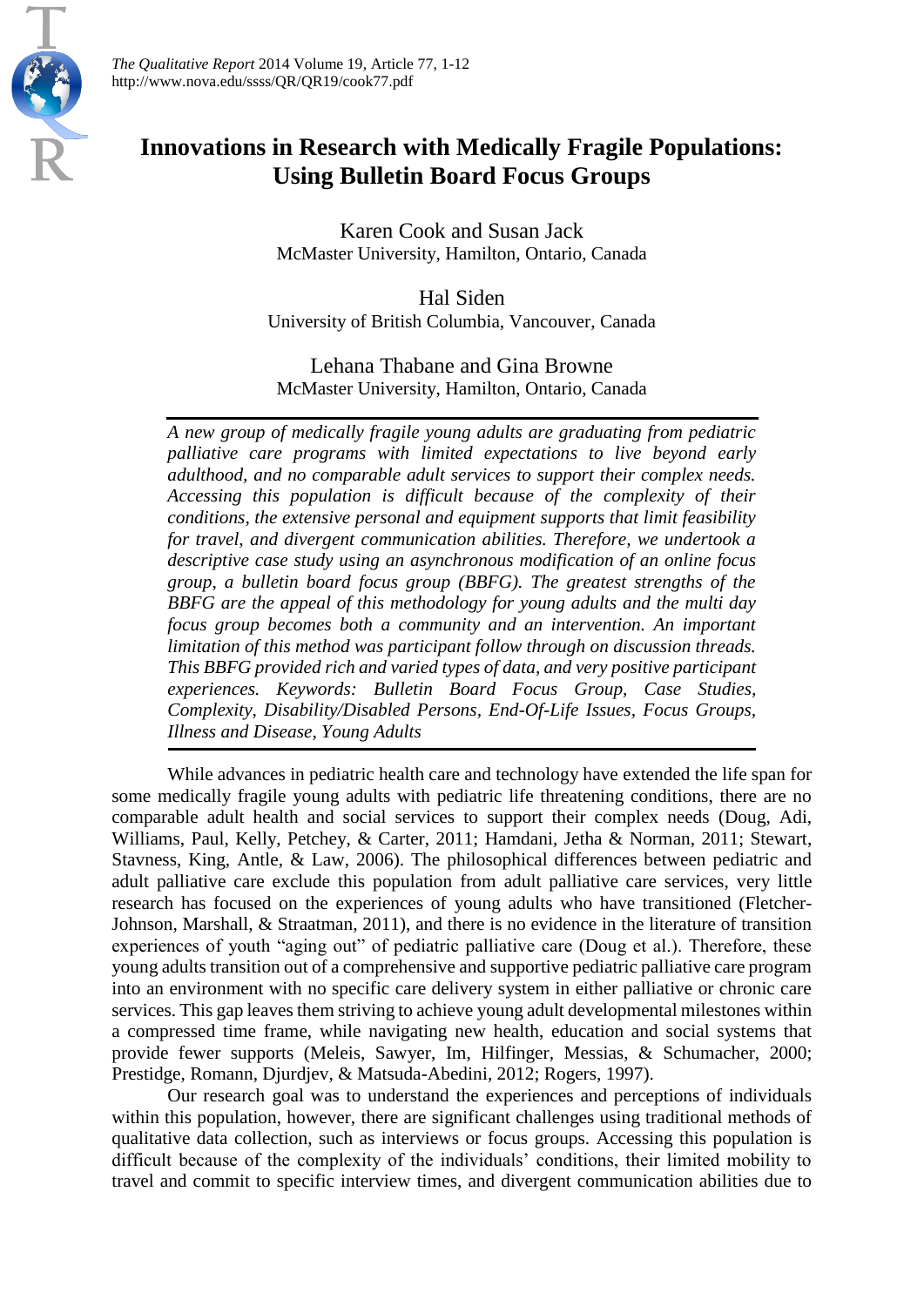# Innovations in Research with Medically Fragile Populations: Using Bulletin Board Focus Groups

Karen Cook and Susan Jack
McMaster University, Hamilton, Ontario, Canada

Hal Siden
University of British Columbia, Vancouver, Canada

Lehana Thabane and Gina Browne
McMaster University, Hamilton, Ontario, Canada

*A new group of medically fragile young adults are graduating from pediatric palliative care programs with limited expectations to live beyond early adulthood, and no comparable adult services to support their complex needs. Accessing this population is difficult because of the complexity of their conditions, the extensive personal and equipment supports that limit feasibility for travel, and divergent communication abilities. Therefore, we undertook a descriptive case study using an asynchronous modification of an online focus group, a bulletin board focus group (BBFG). The greatest strengths of the BBFG are the appeal of this methodology for young adults and the multi day focus group becomes both a community and an intervention. An important limitation of this method was participant follow through on discussion threads. This BBFG provided rich and varied types of data, and very positive participant experiences. Keywords: Bulletin Board Focus Group, Case Studies, Complexity, Disability/Disabled Persons, End-Of-Life Issues, Focus Groups, Illness and Disease, Young Adults*

While advances in pediatric health care and technology have extended the life span for some medically fragile young adults with pediatric life threatening conditions, there are no comparable adult health and social services to support their complex needs (Doug, Adi, Williams, Paul, Kelly, Petchey, & Carter, 2011; Hamdani, Jetha & Norman, 2011; Stewart, Stavness, King, Antle, & Law, 2006). The philosophical differences between pediatric and adult palliative care exclude this population from adult palliative care services, very little research has focused on the experiences of young adults who have transitioned (Fletcher-Johnson, Marshall, & Straatman, 2011), and there is no evidence in the literature of transition experiences of youth "aging out" of pediatric palliative care (Doug et al.). Therefore, these young adults transition out of a comprehensive and supportive pediatric palliative care program into an environment with no specific care delivery system in either palliative or chronic care services. This gap leaves them striving to achieve young adult developmental milestones within a compressed time frame, while navigating new health, education and social systems that provide fewer supports (Meleis, Sawyer, Im, Hilfinger, Messias, & Schumacher, 2000; Prestidge, Romann, Djurdjev, & Matsuda-Abedini, 2012; Rogers, 1997).

Our research goal was to understand the experiences and perceptions of individuals within this population, however, there are significant challenges using traditional methods of qualitative data collection, such as interviews or focus groups. Accessing this population is difficult because of the complexity of the individuals' conditions, their limited mobility to travel and commit to specific interview times, and divergent communication abilities due to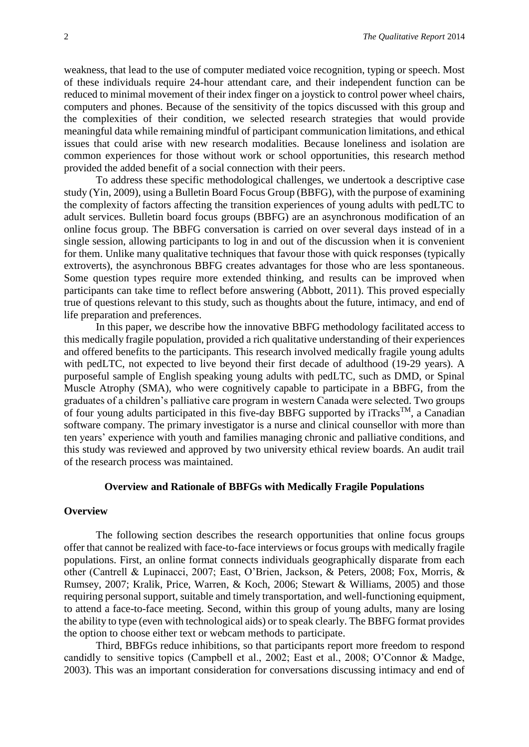weakness, that lead to the use of computer mediated voice recognition, typing or speech. Most of these individuals require 24-hour attendant care, and their independent function can be reduced to minimal movement of their index finger on a joystick to control power wheel chairs, computers and phones. Because of the sensitivity of the topics discussed with this group and the complexities of their condition, we selected research strategies that would provide meaningful data while remaining mindful of participant communication limitations, and ethical issues that could arise with new research modalities. Because loneliness and isolation are common experiences for those without work or school opportunities, this research method provided the added benefit of a social connection with their peers.

To address these specific methodological challenges, we undertook a descriptive case study (Yin, 2009), using a Bulletin Board Focus Group (BBFG), with the purpose of examining the complexity of factors affecting the transition experiences of young adults with pedLTC to adult services. Bulletin board focus groups (BBFG) are an asynchronous modification of an online focus group. The BBFG conversation is carried on over several days instead of in a single session, allowing participants to log in and out of the discussion when it is convenient for them. Unlike many qualitative techniques that favour those with quick responses (typically extroverts), the asynchronous BBFG creates advantages for those who are less spontaneous. Some question types require more extended thinking, and results can be improved when participants can take time to reflect before answering (Abbott, 2011). This proved especially true of questions relevant to this study, such as thoughts about the future, intimacy, and end of life preparation and preferences.

In this paper, we describe how the innovative BBFG methodology facilitated access to this medically fragile population, provided a rich qualitative understanding of their experiences and offered benefits to the participants. This research involved medically fragile young adults with pedLTC, not expected to live beyond their first decade of adulthood (19-29 years). A purposeful sample of English speaking young adults with pedLTC, such as DMD, or Spinal Muscle Atrophy (SMA), who were cognitively capable to participate in a BBFG, from the graduates of a children's palliative care program in western Canada were selected. Two groups of four young adults participated in this five-day BBFG supported by iTracks™, a Canadian software company. The primary investigator is a nurse and clinical counsellor with more than ten years' experience with youth and families managing chronic and palliative conditions, and this study was reviewed and approved by two university ethical review boards. An audit trail of the research process was maintained.

## Overview and Rationale of BBFGs with Medically Fragile Populations

### Overview

The following section describes the research opportunities that online focus groups offer that cannot be realized with face-to-face interviews or focus groups with medically fragile populations. First, an online format connects individuals geographically disparate from each other (Cantrell & Lupinacci, 2007; East, O'Brien, Jackson, & Peters, 2008; Fox, Morris, & Rumsey, 2007; Kralik, Price, Warren, & Koch, 2006; Stewart & Williams, 2005) and those requiring personal support, suitable and timely transportation, and well-functioning equipment, to attend a face-to-face meeting. Second, within this group of young adults, many are losing the ability to type (even with technological aids) or to speak clearly. The BBFG format provides the option to choose either text or webcam methods to participate.

Third, BBFGs reduce inhibitions, so that participants report more freedom to respond candidly to sensitive topics (Campbell et al., 2002; East et al., 2008; O'Connor & Madge, 2003). This was an important consideration for conversations discussing intimacy and end of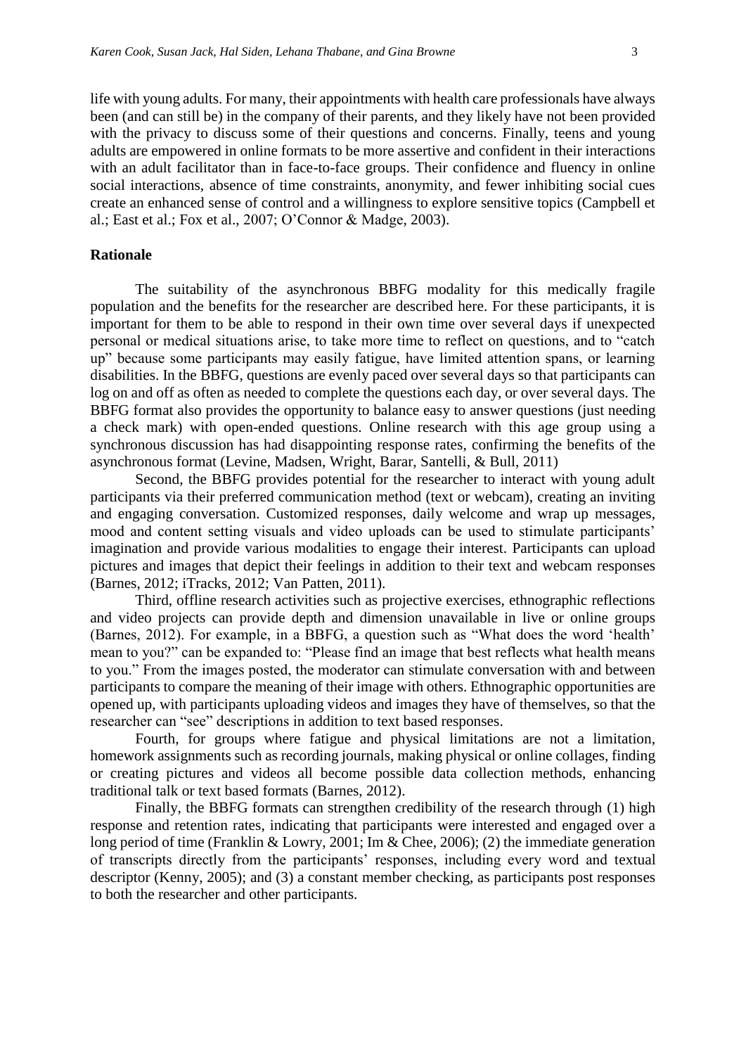life with young adults. For many, their appointments with health care professionals have always been (and can still be) in the company of their parents, and they likely have not been provided with the privacy to discuss some of their questions and concerns. Finally, teens and young adults are empowered in online formats to be more assertive and confident in their interactions with an adult facilitator than in face-to-face groups. Their confidence and fluency in online social interactions, absence of time constraints, anonymity, and fewer inhibiting social cues create an enhanced sense of control and a willingness to explore sensitive topics (Campbell et al.; East et al.; Fox et al., 2007; O'Connor & Madge, 2003).

## Rationale

The suitability of the asynchronous BBFG modality for this medically fragile population and the benefits for the researcher are described here. For these participants, it is important for them to be able to respond in their own time over several days if unexpected personal or medical situations arise, to take more time to reflect on questions, and to "catch up" because some participants may easily fatigue, have limited attention spans, or learning disabilities. In the BBFG, questions are evenly paced over several days so that participants can log on and off as often as needed to complete the questions each day, or over several days. The BBFG format also provides the opportunity to balance easy to answer questions (just needing a check mark) with open-ended questions. Online research with this age group using a synchronous discussion has had disappointing response rates, confirming the benefits of the asynchronous format (Levine, Madsen, Wright, Barar, Santelli, & Bull, 2011)

Second, the BBFG provides potential for the researcher to interact with young adult participants via their preferred communication method (text or webcam), creating an inviting and engaging conversation. Customized responses, daily welcome and wrap up messages, mood and content setting visuals and video uploads can be used to stimulate participants' imagination and provide various modalities to engage their interest. Participants can upload pictures and images that depict their feelings in addition to their text and webcam responses (Barnes, 2012; iTracks, 2012; Van Patten, 2011).

Third, offline research activities such as projective exercises, ethnographic reflections and video projects can provide depth and dimension unavailable in live or online groups (Barnes, 2012). For example, in a BBFG, a question such as "What does the word 'health' mean to you?" can be expanded to: "Please find an image that best reflects what health means to you." From the images posted, the moderator can stimulate conversation with and between participants to compare the meaning of their image with others. Ethnographic opportunities are opened up, with participants uploading videos and images they have of themselves, so that the researcher can "see" descriptions in addition to text based responses.

Fourth, for groups where fatigue and physical limitations are not a limitation, homework assignments such as recording journals, making physical or online collages, finding or creating pictures and videos all become possible data collection methods, enhancing traditional talk or text based formats (Barnes, 2012).

Finally, the BBFG formats can strengthen credibility of the research through (1) high response and retention rates, indicating that participants were interested and engaged over a long period of time (Franklin & Lowry, 2001; Im & Chee, 2006); (2) the immediate generation of transcripts directly from the participants' responses, including every word and textual descriptor (Kenny, 2005); and (3) a constant member checking, as participants post responses to both the researcher and other participants.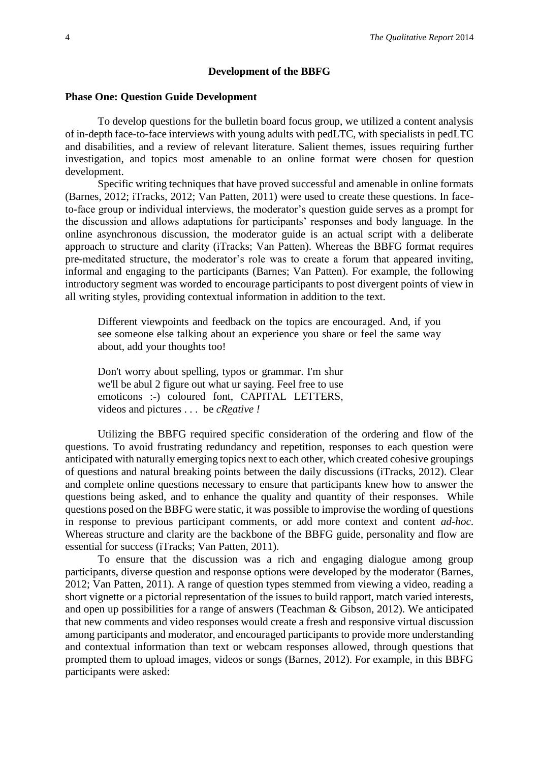## Development of the BBFG

### Phase One: Question Guide Development

To develop questions for the bulletin board focus group, we utilized a content analysis of in-depth face-to-face interviews with young adults with pedLTC, with specialists in pedLTC and disabilities, and a review of relevant literature. Salient themes, issues requiring further investigation, and topics most amenable to an online format were chosen for question development.

Specific writing techniques that have proved successful and amenable in online formats (Barnes, 2012; iTracks, 2012; Van Patten, 2011) were used to create these questions. In face-to-face group or individual interviews, the moderator's question guide serves as a prompt for the discussion and allows adaptations for participants' responses and body language. In the online asynchronous discussion, the moderator guide is an actual script with a deliberate approach to structure and clarity (iTracks; Van Patten). Whereas the BBFG format requires pre-meditated structure, the moderator's role was to create a forum that appeared inviting, informal and engaging to the participants (Barnes; Van Patten). For example, the following introductory segment was worded to encourage participants to post divergent points of view in all writing styles, providing contextual information in addition to the text.

> Different viewpoints and feedback on the topics are encouraged. And, if you see someone else talking about an experience you share or feel the same way about, add your thoughts too!
>
> Don't worry about spelling, typos or grammar. I'm shur we'll be abul 2 figure out what ur saying. Feel free to use emoticons :-) coloured font, CAPITAL LETTERS, videos and pictures . . . be *cReative !*

Utilizing the BBFG required specific consideration of the ordering and flow of the questions. To avoid frustrating redundancy and repetition, responses to each question were anticipated with naturally emerging topics next to each other, which created cohesive groupings of questions and natural breaking points between the daily discussions (iTracks, 2012). Clear and complete online questions necessary to ensure that participants knew how to answer the questions being asked, and to enhance the quality and quantity of their responses. While questions posed on the BBFG were static, it was possible to improvise the wording of questions in response to previous participant comments, or add more context and content *ad-hoc*. Whereas structure and clarity are the backbone of the BBFG guide, personality and flow are essential for success (iTracks; Van Patten, 2011).

To ensure that the discussion was a rich and engaging dialogue among group participants, diverse question and response options were developed by the moderator (Barnes, 2012; Van Patten, 2011). A range of question types stemmed from viewing a video, reading a short vignette or a pictorial representation of the issues to build rapport, match varied interests, and open up possibilities for a range of answers (Teachman & Gibson, 2012). We anticipated that new comments and video responses would create a fresh and responsive virtual discussion among participants and moderator, and encouraged participants to provide more understanding and contextual information than text or webcam responses allowed, through questions that prompted them to upload images, videos or songs (Barnes, 2012). For example, in this BBFG participants were asked: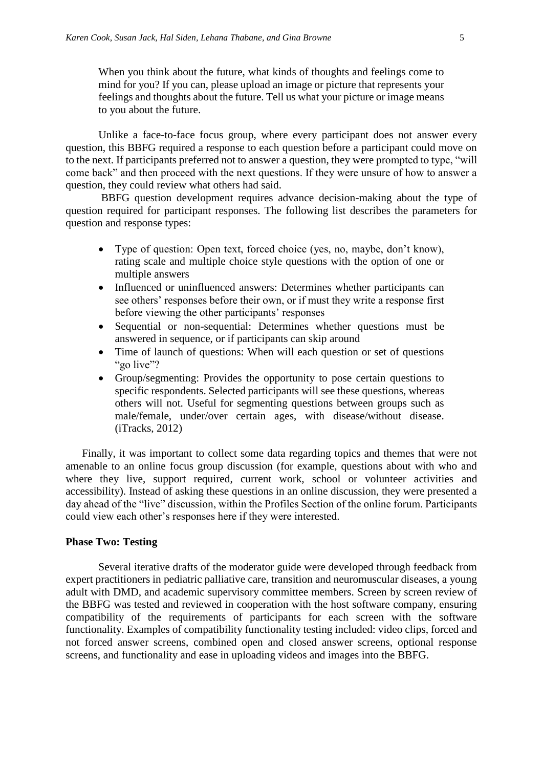> When you think about the future, what kinds of thoughts and feelings come to mind for you? If you can, please upload an image or picture that represents your feelings and thoughts about the future. Tell us what your picture or image means to you about the future.

Unlike a face-to-face focus group, where every participant does not answer every question, this BBFG required a response to each question before a participant could move on to the next. If participants preferred not to answer a question, they were prompted to type, "will come back" and then proceed with the next questions. If they were unsure of how to answer a question, they could review what others had said.

BBFG question development requires advance decision-making about the type of question required for participant responses. The following list describes the parameters for question and response types:

- Type of question: Open text, forced choice (yes, no, maybe, don't know), rating scale and multiple choice style questions with the option of one or multiple answers
- Influenced or uninfluenced answers: Determines whether participants can see others' responses before their own, or if must they write a response first before viewing the other participants' responses
- Sequential or non-sequential: Determines whether questions must be answered in sequence, or if participants can skip around
- Time of launch of questions: When will each question or set of questions "go live"?
- Group/segmenting: Provides the opportunity to pose certain questions to specific respondents. Selected participants will see these questions, whereas others will not. Useful for segmenting questions between groups such as male/female, under/over certain ages, with disease/without disease. (iTracks, 2012)

Finally, it was important to collect some data regarding topics and themes that were not amenable to an online focus group discussion (for example, questions about with who and where they live, support required, current work, school or volunteer activities and accessibility). Instead of asking these questions in an online discussion, they were presented a day ahead of the "live" discussion, within the Profiles Section of the online forum. Participants could view each other's responses here if they were interested.

**Phase Two: Testing**

Several iterative drafts of the moderator guide were developed through feedback from expert practitioners in pediatric palliative care, transition and neuromuscular diseases, a young adult with DMD, and academic supervisory committee members. Screen by screen review of the BBFG was tested and reviewed in cooperation with the host software company, ensuring compatibility of the requirements of participants for each screen with the software functionality. Examples of compatibility functionality testing included: video clips, forced and not forced answer screens, combined open and closed answer screens, optional response screens, and functionality and ease in uploading videos and images into the BBFG.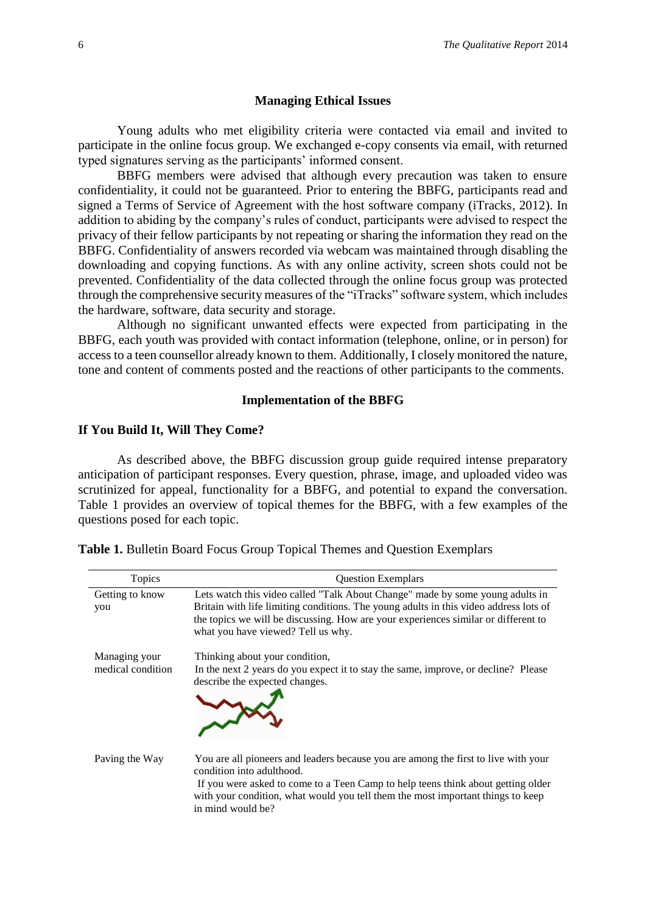## Managing Ethical Issues

Young adults who met eligibility criteria were contacted via email and invited to participate in the online focus group. We exchanged e-copy consents via email, with returned typed signatures serving as the participants' informed consent.

BBFG members were advised that although every precaution was taken to ensure confidentiality, it could not be guaranteed. Prior to entering the BBFG, participants read and signed a Terms of Service of Agreement with the host software company (iTracks, 2012). In addition to abiding by the company's rules of conduct, participants were advised to respect the privacy of their fellow participants by not repeating or sharing the information they read on the BBFG. Confidentiality of answers recorded via webcam was maintained through disabling the downloading and copying functions. As with any online activity, screen shots could not be prevented. Confidentiality of the data collected through the online focus group was protected through the comprehensive security measures of the "iTracks" software system, which includes the hardware, software, data security and storage.

Although no significant unwanted effects were expected from participating in the BBFG, each youth was provided with contact information (telephone, online, or in person) for access to a teen counsellor already known to them. Additionally, I closely monitored the nature, tone and content of comments posted and the reactions of other participants to the comments.

## Implementation of the BBFG

### If You Build It, Will They Come?

As described above, the BBFG discussion group guide required intense preparatory anticipation of participant responses. Every question, phrase, image, and uploaded video was scrutinized for appeal, functionality for a BBFG, and potential to expand the conversation. Table 1 provides an overview of topical themes for the BBFG, with a few examples of the questions posed for each topic.

**Table 1.** Bulletin Board Focus Group Topical Themes and Question Exemplars

| Topics | Question Exemplars |
|---|---|
| Getting to know you | Lets watch this video called "Talk About Change" made by some young adults in Britain with life limiting conditions. The young adults in this video address lots of the topics we will be discussing. How are your experiences similar or different to what you have viewed? Tell us why. |
| Managing your medical condition | Thinking about your condition, In the next 2 years do you expect it to stay the same, improve, or decline? Please describe the expected changes. |
| Paving the Way | You are all pioneers and leaders because you are among the first to live with your condition into adulthood. If you were asked to come to a Teen Camp to help teens think about getting older with your condition, what would you tell them the most important things to keep in mind would be? |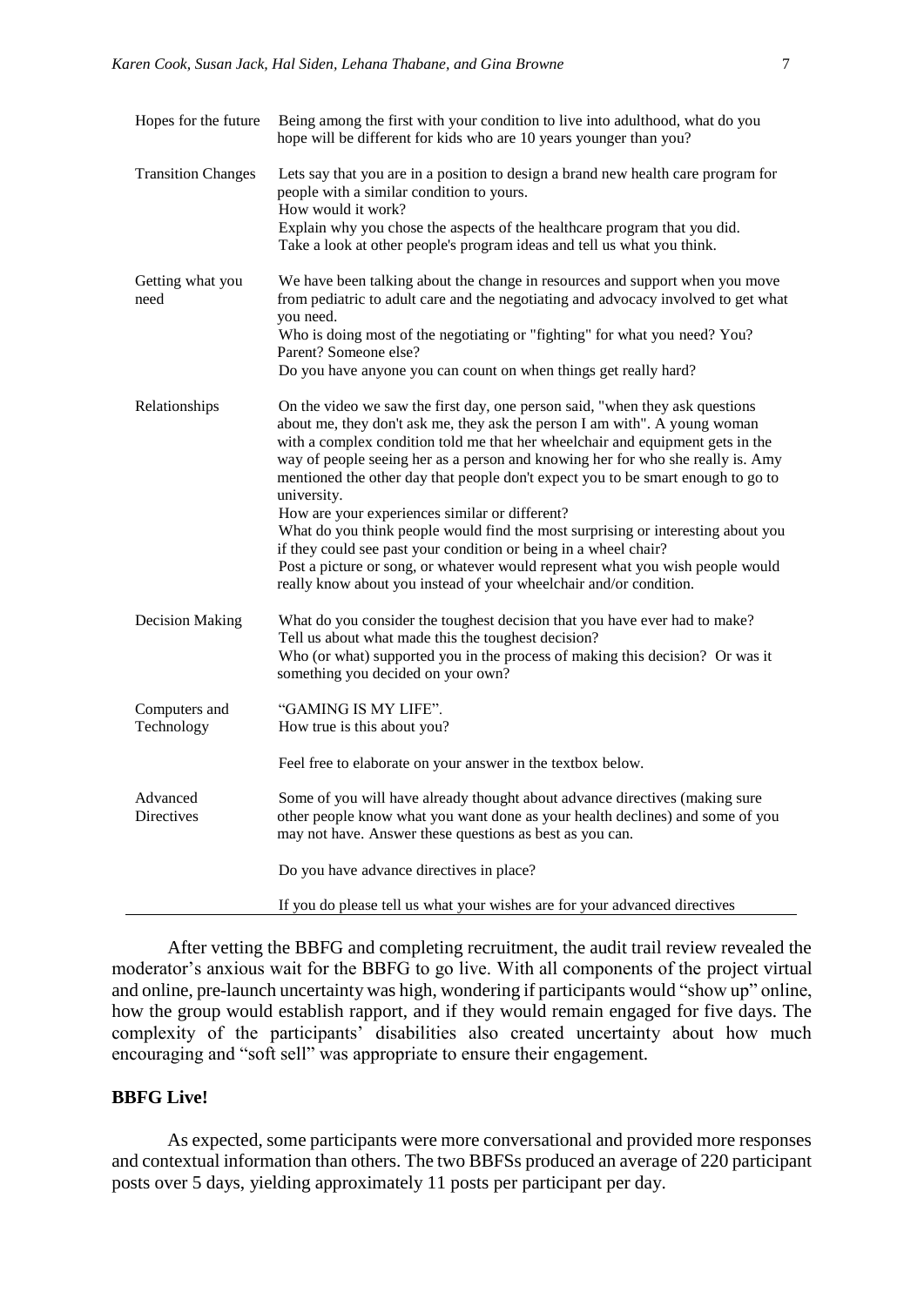| | |
|---|---|
| Hopes for the future | Being among the first with your condition to live into adulthood, what do you hope will be different for kids who are 10 years younger than you? |
| Transition Changes | Lets say that you are in a position to design a brand new health care program for people with a similar condition to yours.<br>How would it work?<br>Explain why you chose the aspects of the healthcare program that you did.<br>Take a look at other people's program ideas and tell us what you think. |
| Getting what you need | We have been talking about the change in resources and support when you move from pediatric to adult care and the negotiating and advocacy involved to get what you need.<br>Who is doing most of the negotiating or "fighting" for what you need? You? Parent? Someone else?<br>Do you have anyone you can count on when things get really hard? |
| Relationships | On the video we saw the first day, one person said, "when they ask questions about me, they don't ask me, they ask the person I am with". A young woman with a complex condition told me that her wheelchair and equipment gets in the way of people seeing her as a person and knowing her for who she really is. Amy mentioned the other day that people don't expect you to be smart enough to go to university.<br>How are your experiences similar or different?<br>What do you think people would find the most surprising or interesting about you if they could see past your condition or being in a wheel chair?<br>Post a picture or song, or whatever would represent what you wish people would really know about you instead of your wheelchair and/or condition. |
| Decision Making | What do you consider the toughest decision that you have ever had to make?<br>Tell us about what made this the toughest decision?<br>Who (or what) supported you in the process of making this decision? Or was it something you decided on your own? |
| Computers and Technology | "GAMING IS MY LIFE".<br>How true is this about you?<br><br>Feel free to elaborate on your answer in the textbox below. |
| Advanced Directives | Some of you will have already thought about advance directives (making sure other people know what you want done as your health declines) and some of you may not have. Answer these questions as best as you can.<br><br>Do you have advance directives in place?<br><br>If you do please tell us what your wishes are for your advanced directives |

After vetting the BBFG and completing recruitment, the audit trail review revealed the moderator's anxious wait for the BBFG to go live. With all components of the project virtual and online, pre-launch uncertainty was high, wondering if participants would "show up" online, how the group would establish rapport, and if they would remain engaged for five days. The complexity of the participants' disabilities also created uncertainty about how much encouraging and "soft sell" was appropriate to ensure their engagement.

**BBFG Live!**

As expected, some participants were more conversational and provided more responses and contextual information than others. The two BBFSs produced an average of 220 participant posts over 5 days, yielding approximately 11 posts per participant per day.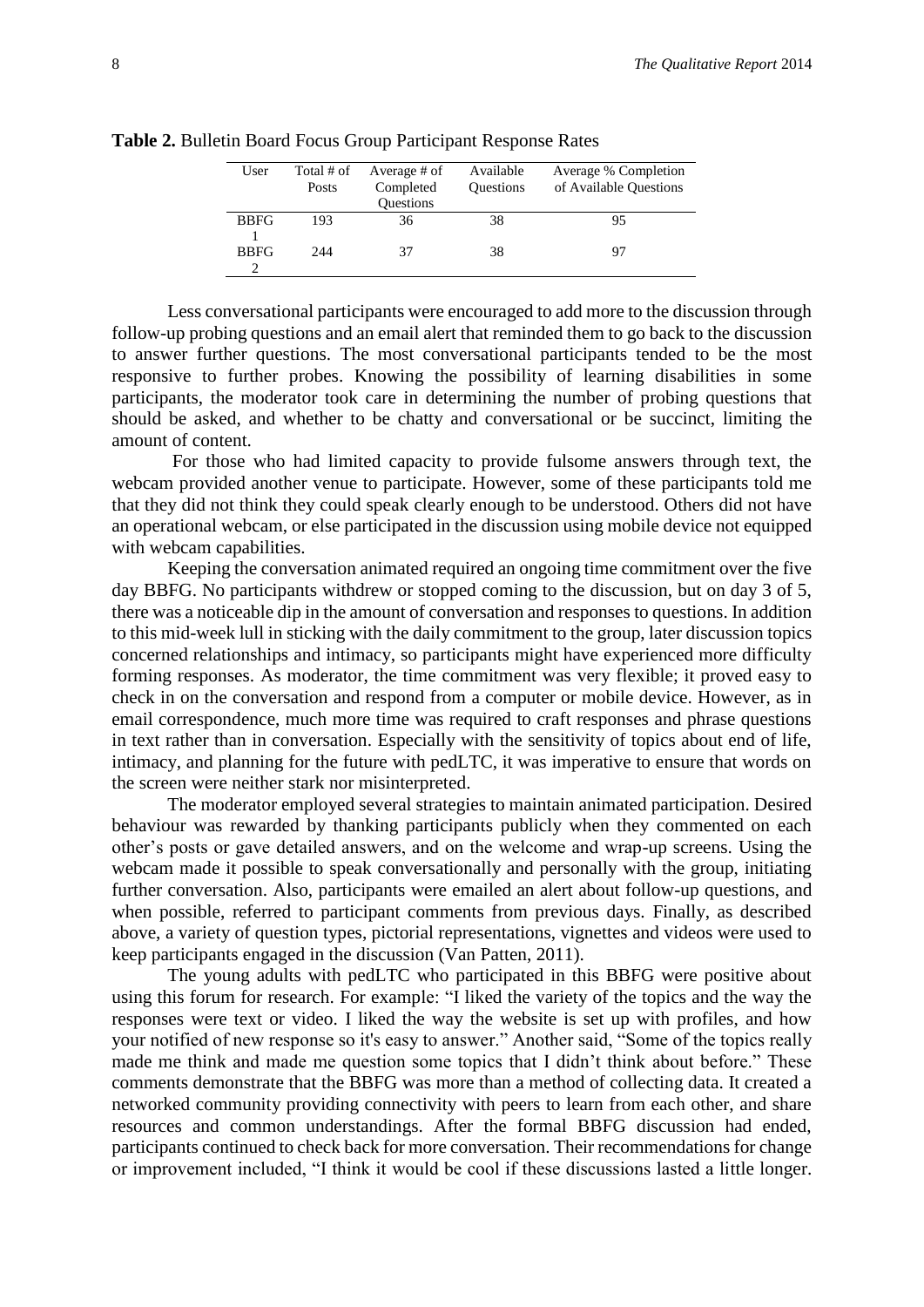**Table 2.** Bulletin Board Focus Group Participant Response Rates

| User | Total # of Posts | Average # of Completed Questions | Available Questions | Average % Completion of Available Questions |
|---|---|---|---|---|
| BBFG 1 | 193 | 36 | 38 | 95 |
| BBFG 2 | 244 | 37 | 38 | 97 |

Less conversational participants were encouraged to add more to the discussion through follow-up probing questions and an email alert that reminded them to go back to the discussion to answer further questions. The most conversational participants tended to be the most responsive to further probes. Knowing the possibility of learning disabilities in some participants, the moderator took care in determining the number of probing questions that should be asked, and whether to be chatty and conversational or be succinct, limiting the amount of content.

For those who had limited capacity to provide fulsome answers through text, the webcam provided another venue to participate. However, some of these participants told me that they did not think they could speak clearly enough to be understood. Others did not have an operational webcam, or else participated in the discussion using mobile device not equipped with webcam capabilities.

Keeping the conversation animated required an ongoing time commitment over the five day BBFG. No participants withdrew or stopped coming to the discussion, but on day 3 of 5, there was a noticeable dip in the amount of conversation and responses to questions. In addition to this mid-week lull in sticking with the daily commitment to the group, later discussion topics concerned relationships and intimacy, so participants might have experienced more difficulty forming responses. As moderator, the time commitment was very flexible; it proved easy to check in on the conversation and respond from a computer or mobile device. However, as in email correspondence, much more time was required to craft responses and phrase questions in text rather than in conversation. Especially with the sensitivity of topics about end of life, intimacy, and planning for the future with pedLTC, it was imperative to ensure that words on the screen were neither stark nor misinterpreted.

The moderator employed several strategies to maintain animated participation. Desired behaviour was rewarded by thanking participants publicly when they commented on each other's posts or gave detailed answers, and on the welcome and wrap-up screens. Using the webcam made it possible to speak conversationally and personally with the group, initiating further conversation. Also, participants were emailed an alert about follow-up questions, and when possible, referred to participant comments from previous days. Finally, as described above, a variety of question types, pictorial representations, vignettes and videos were used to keep participants engaged in the discussion (Van Patten, 2011).

The young adults with pedLTC who participated in this BBFG were positive about using this forum for research. For example: "I liked the variety of the topics and the way the responses were text or video. I liked the way the website is set up with profiles, and how your notified of new response so it's easy to answer." Another said, "Some of the topics really made me think and made me question some topics that I didn't think about before." These comments demonstrate that the BBFG was more than a method of collecting data. It created a networked community providing connectivity with peers to learn from each other, and share resources and common understandings. After the formal BBFG discussion had ended, participants continued to check back for more conversation. Their recommendations for change or improvement included, "I think it would be cool if these discussions lasted a little longer.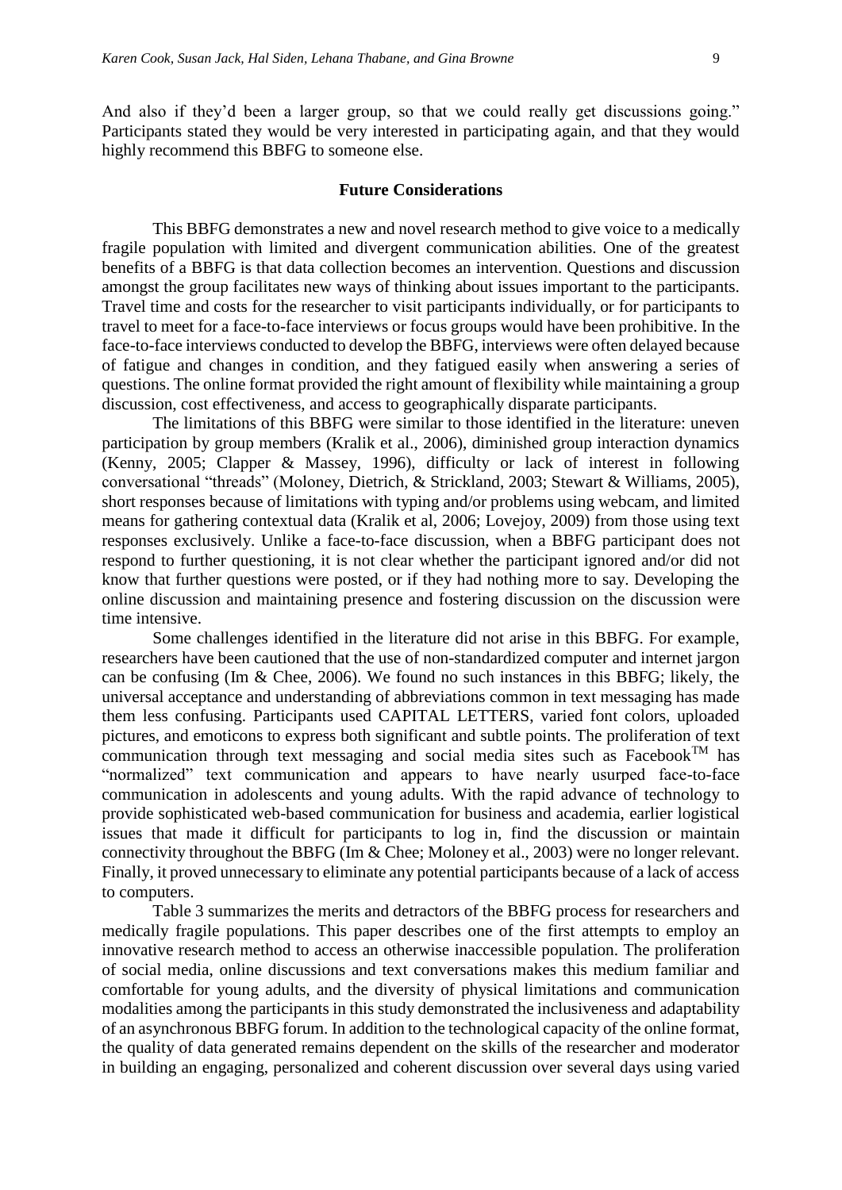And also if they'd been a larger group, so that we could really get discussions going." Participants stated they would be very interested in participating again, and that they would highly recommend this BBFG to someone else.

## Future Considerations

This BBFG demonstrates a new and novel research method to give voice to a medically fragile population with limited and divergent communication abilities. One of the greatest benefits of a BBFG is that data collection becomes an intervention. Questions and discussion amongst the group facilitates new ways of thinking about issues important to the participants. Travel time and costs for the researcher to visit participants individually, or for participants to travel to meet for a face-to-face interviews or focus groups would have been prohibitive. In the face-to-face interviews conducted to develop the BBFG, interviews were often delayed because of fatigue and changes in condition, and they fatigued easily when answering a series of questions. The online format provided the right amount of flexibility while maintaining a group discussion, cost effectiveness, and access to geographically disparate participants.

The limitations of this BBFG were similar to those identified in the literature: uneven participation by group members (Kralik et al., 2006), diminished group interaction dynamics (Kenny, 2005; Clapper & Massey, 1996), difficulty or lack of interest in following conversational "threads" (Moloney, Dietrich, & Strickland, 2003; Stewart & Williams, 2005), short responses because of limitations with typing and/or problems using webcam, and limited means for gathering contextual data (Kralik et al, 2006; Lovejoy, 2009) from those using text responses exclusively. Unlike a face-to-face discussion, when a BBFG participant does not respond to further questioning, it is not clear whether the participant ignored and/or did not know that further questions were posted, or if they had nothing more to say. Developing the online discussion and maintaining presence and fostering discussion on the discussion were time intensive.

Some challenges identified in the literature did not arise in this BBFG. For example, researchers have been cautioned that the use of non-standardized computer and internet jargon can be confusing (Im & Chee, 2006). We found no such instances in this BBFG; likely, the universal acceptance and understanding of abbreviations common in text messaging has made them less confusing. Participants used CAPITAL LETTERS, varied font colors, uploaded pictures, and emoticons to express both significant and subtle points. The proliferation of text communication through text messaging and social media sites such as Facebook™ has "normalized" text communication and appears to have nearly usurped face-to-face communication in adolescents and young adults. With the rapid advance of technology to provide sophisticated web-based communication for business and academia, earlier logistical issues that made it difficult for participants to log in, find the discussion or maintain connectivity throughout the BBFG (Im & Chee; Moloney et al., 2003) were no longer relevant. Finally, it proved unnecessary to eliminate any potential participants because of a lack of access to computers.

Table 3 summarizes the merits and detractors of the BBFG process for researchers and medically fragile populations. This paper describes one of the first attempts to employ an innovative research method to access an otherwise inaccessible population. The proliferation of social media, online discussions and text conversations makes this medium familiar and comfortable for young adults, and the diversity of physical limitations and communication modalities among the participants in this study demonstrated the inclusiveness and adaptability of an asynchronous BBFG forum. In addition to the technological capacity of the online format, the quality of data generated remains dependent on the skills of the researcher and moderator in building an engaging, personalized and coherent discussion over several days using varied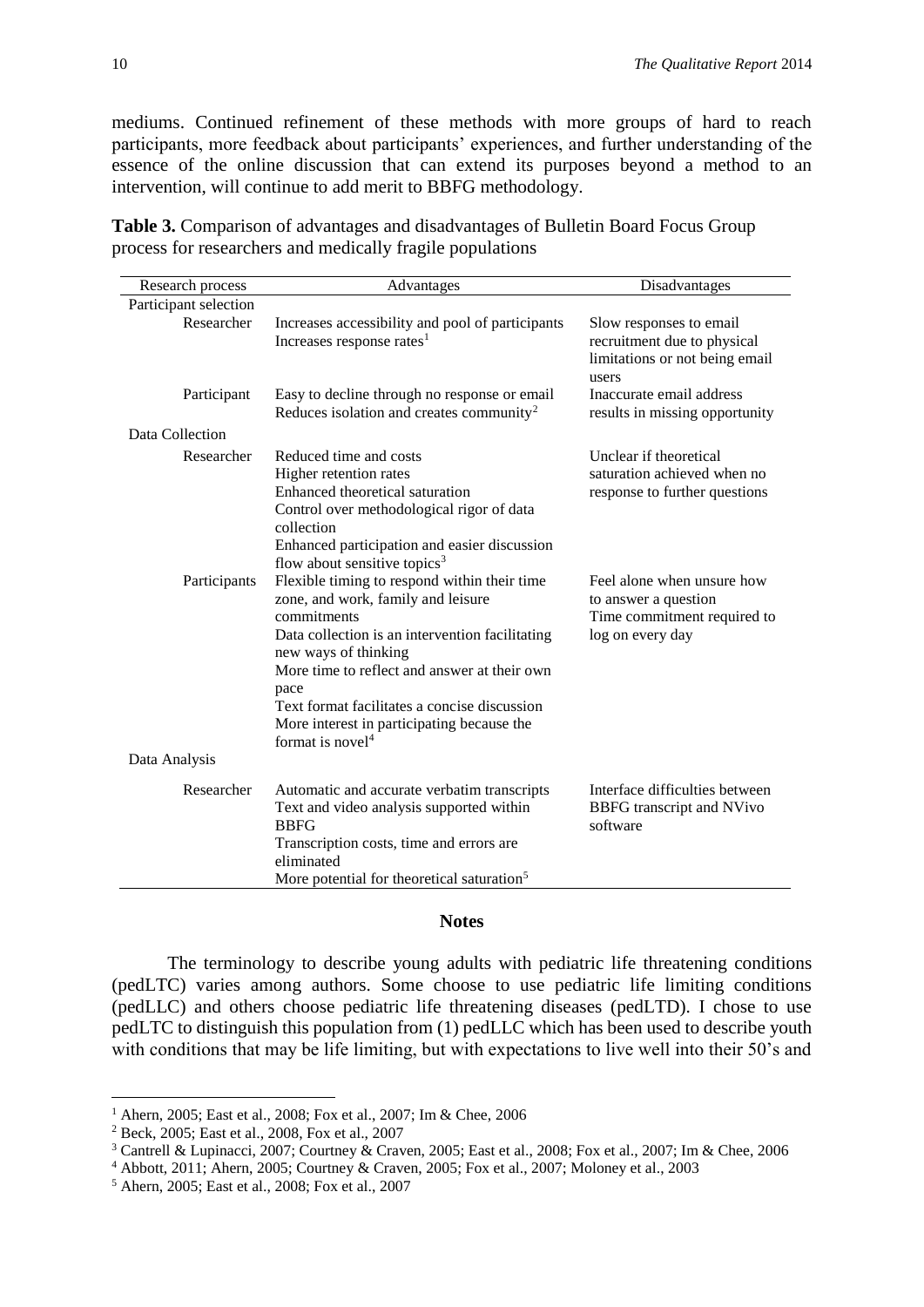mediums. Continued refinement of these methods with more groups of hard to reach participants, more feedback about participants' experiences, and further understanding of the essence of the online discussion that can extend its purposes beyond a method to an intervention, will continue to add merit to BBFG methodology.

**Table 3.** Comparison of advantages and disadvantages of Bulletin Board Focus Group process for researchers and medically fragile populations

| Research process | Advantages | Disadvantages |
|---|---|---|
| Participant selection | | |
| Researcher | Increases accessibility and pool of participants<br>Increases response rates[1] | Slow responses to email recruitment due to physical limitations or not being email users |
| Participant | Easy to decline through no response or email<br>Reduces isolation and creates community[2] | Inaccurate email address results in missing opportunity |
| Data Collection | | |
| Researcher | Reduced time and costs<br>Higher retention rates<br>Enhanced theoretical saturation<br>Control over methodological rigor of data collection<br>Enhanced participation and easier discussion flow about sensitive topics[3] | Unclear if theoretical saturation achieved when no response to further questions |
| Participants | Flexible timing to respond within their time zone, and work, family and leisure commitments<br>Data collection is an intervention facilitating new ways of thinking<br>More time to reflect and answer at their own pace<br>Text format facilitates a concise discussion<br>More interest in participating because the format is novel[4] | Feel alone when unsure how to answer a question<br>Time commitment required to log on every day |
| Data Analysis | | |
| Researcher | Automatic and accurate verbatim transcripts<br>Text and video analysis supported within BBFG<br>Transcription costs, time and errors are eliminated<br>More potential for theoretical saturation[5] | Interface difficulties between BBFG transcript and NVivo software |

## Notes

The terminology to describe young adults with pediatric life threatening conditions (pedLTC) varies among authors. Some choose to use pediatric life limiting conditions (pedLLC) and others choose pediatric life threatening diseases (pedLTD). I chose to use pedLTC to distinguish this population from (1) pedLLC which has been used to describe youth with conditions that may be life limiting, but with expectations to live well into their 50's and

---

[1] Ahern, 2005; East et al., 2008; Fox et al., 2007; Im & Chee, 2006

[2] Beck, 2005; East et al., 2008, Fox et al., 2007

[3] Cantrell & Lupinacci, 2007; Courtney & Craven, 2005; East et al., 2008; Fox et al., 2007; Im & Chee, 2006

[4] Abbott, 2011; Ahern, 2005; Courtney & Craven, 2005; Fox et al., 2007; Moloney et al., 2003

[5] Ahern, 2005; East et al., 2008; Fox et al., 2007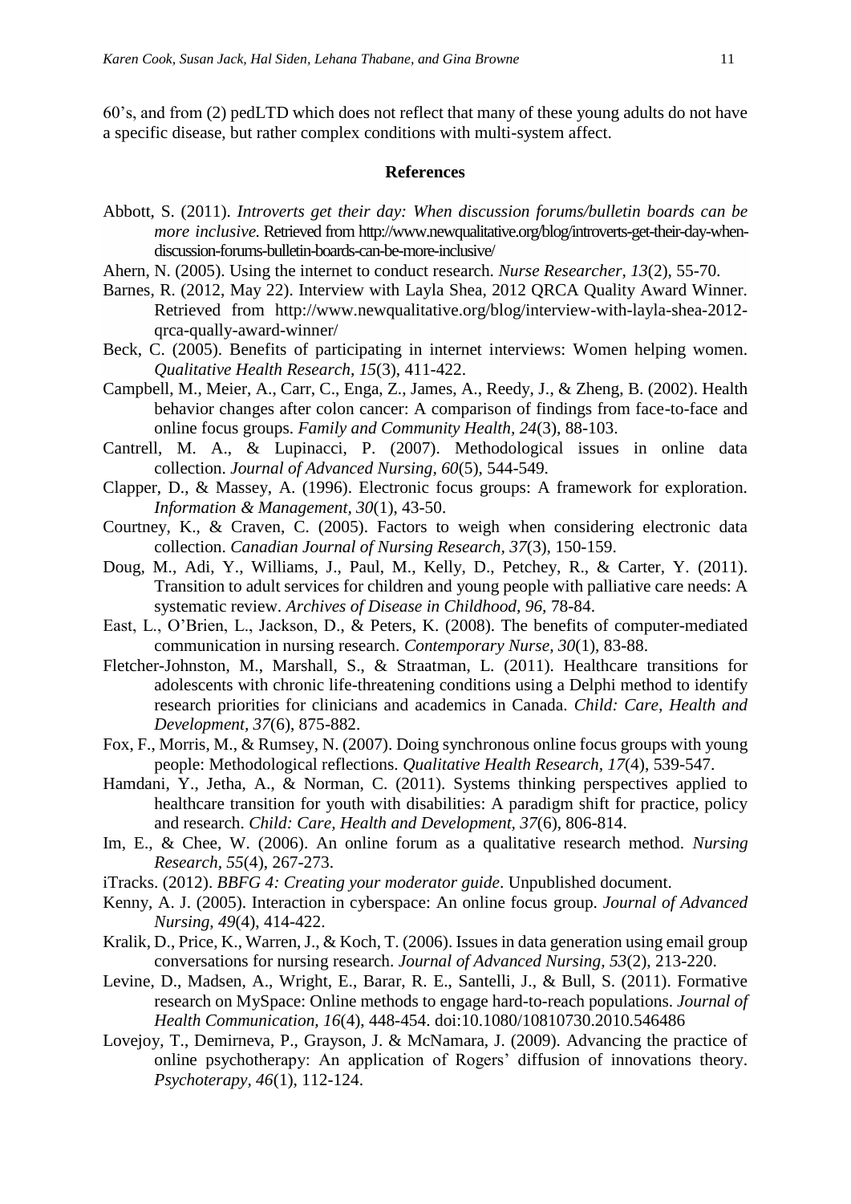60's, and from (2) pedLTD which does not reflect that many of these young adults do not have a specific disease, but rather complex conditions with multi-system affect.

## References

Abbott, S. (2011). *Introverts get their day: When discussion forums/bulletin boards can be more inclusive.* Retrieved from http://www.newqualitative.org/blog/introverts-get-their-day-when-discussion-forums-bulletin-boards-can-be-more-inclusive/

Ahern, N. (2005). Using the internet to conduct research. *Nurse Researcher, 13*(2), 55-70.

Barnes, R. (2012, May 22). Interview with Layla Shea, 2012 QRCA Quality Award Winner. Retrieved from http://www.newqualitative.org/blog/interview-with-layla-shea-2012-qrca-qually-award-winner/

Beck, C. (2005). Benefits of participating in internet interviews: Women helping women. *Qualitative Health Research, 15*(3), 411-422.

Campbell, M., Meier, A., Carr, C., Enga, Z., James, A., Reedy, J., & Zheng, B. (2002). Health behavior changes after colon cancer: A comparison of findings from face-to-face and online focus groups. *Family and Community Health, 24*(3), 88-103.

Cantrell, M. A., & Lupinacci, P. (2007). Methodological issues in online data collection. *Journal of Advanced Nursing, 60*(5), 544-549.

Clapper, D., & Massey, A. (1996). Electronic focus groups: A framework for exploration. *Information & Management, 30*(1), 43-50.

Courtney, K., & Craven, C. (2005). Factors to weigh when considering electronic data collection. *Canadian Journal of Nursing Research, 37*(3), 150-159.

Doug, M., Adi, Y., Williams, J., Paul, M., Kelly, D., Petchey, R., & Carter, Y. (2011). Transition to adult services for children and young people with palliative care needs: A systematic review. *Archives of Disease in Childhood, 96,* 78-84.

East, L., O'Brien, L., Jackson, D., & Peters, K. (2008). The benefits of computer-mediated communication in nursing research. *Contemporary Nurse, 30*(1), 83-88.

Fletcher-Johnston, M., Marshall, S., & Straatman, L. (2011). Healthcare transitions for adolescents with chronic life-threatening conditions using a Delphi method to identify research priorities for clinicians and academics in Canada. *Child: Care, Health and Development, 37*(6), 875-882.

Fox, F., Morris, M., & Rumsey, N. (2007). Doing synchronous online focus groups with young people: Methodological reflections. *Qualitative Health Research, 17*(4), 539-547.

Hamdani, Y., Jetha, A., & Norman, C. (2011). Systems thinking perspectives applied to healthcare transition for youth with disabilities: A paradigm shift for practice, policy and research. *Child: Care, Health and Development, 37*(6), 806-814.

Im, E., & Chee, W. (2006). An online forum as a qualitative research method. *Nursing Research, 55*(4), 267-273.

iTracks. (2012). *BBFG 4: Creating your moderator guide*. Unpublished document.

Kenny, A. J. (2005). Interaction in cyberspace: An online focus group. *Journal of Advanced Nursing, 49*(4), 414-422.

Kralik, D., Price, K., Warren, J., & Koch, T. (2006). Issues in data generation using email group conversations for nursing research. *Journal of Advanced Nursing, 53*(2), 213-220.

Levine, D., Madsen, A., Wright, E., Barar, R. E., Santelli, J., & Bull, S. (2011). Formative research on MySpace: Online methods to engage hard-to-reach populations. *Journal of Health Communication, 16*(4), 448-454. doi:10.1080/10810730.2010.546486

Lovejoy, T., Demirneva, P., Grayson, J. & McNamara, J. (2009). Advancing the practice of online psychotherapy: An application of Rogers' diffusion of innovations theory. *Psychoterapy, 46*(1), 112-124.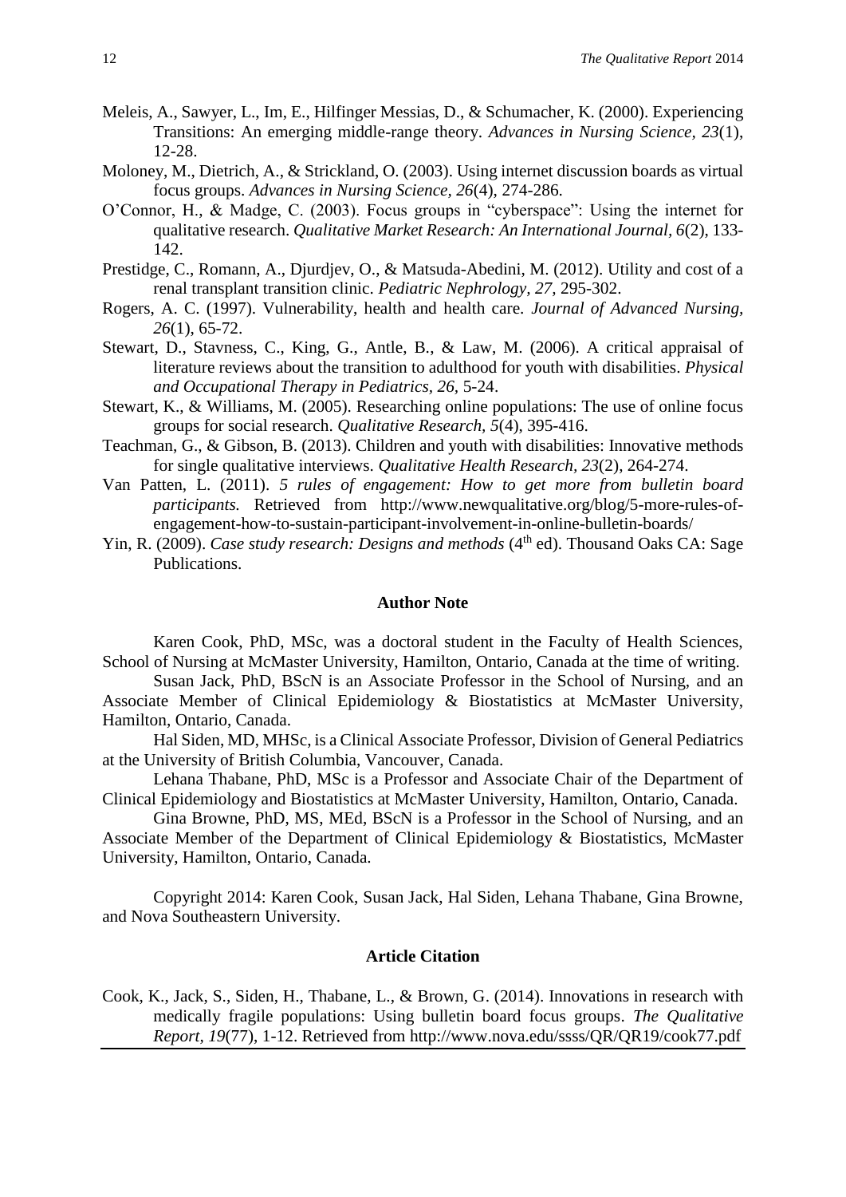Meleis, A., Sawyer, L., Im, E., Hilfinger Messias, D., & Schumacher, K. (2000). Experiencing Transitions: An emerging middle-range theory. *Advances in Nursing Science, 23*(1), 12-28.

Moloney, M., Dietrich, A., & Strickland, O. (2003). Using internet discussion boards as virtual focus groups. *Advances in Nursing Science, 26*(4), 274-286.

O'Connor, H., & Madge, C. (2003). Focus groups in "cyberspace": Using the internet for qualitative research. *Qualitative Market Research: An International Journal, 6*(2), 133-142.

Prestidge, C., Romann, A., Djurdjev, O., & Matsuda-Abedini, M. (2012). Utility and cost of a renal transplant transition clinic. *Pediatric Nephrology, 27,* 295-302.

Rogers, A. C. (1997). Vulnerability, health and health care. *Journal of Advanced Nursing, 26*(1), 65-72.

Stewart, D., Stavness, C., King, G., Antle, B., & Law, M. (2006). A critical appraisal of literature reviews about the transition to adulthood for youth with disabilities. *Physical and Occupational Therapy in Pediatrics, 26,* 5-24.

Stewart, K., & Williams, M. (2005). Researching online populations: The use of online focus groups for social research. *Qualitative Research, 5*(4), 395-416.

Teachman, G., & Gibson, B. (2013). Children and youth with disabilities: Innovative methods for single qualitative interviews. *Qualitative Health Research, 23*(2), 264-274.

Van Patten, L. (2011). *5 rules of engagement: How to get more from bulletin board participants.* Retrieved from http://www.newqualitative.org/blog/5-more-rules-of-engagement-how-to-sustain-participant-involvement-in-online-bulletin-boards/

Yin, R. (2009). *Case study research: Designs and methods* (4th ed). Thousand Oaks CA: Sage Publications.

## Author Note

Karen Cook, PhD, MSc, was a doctoral student in the Faculty of Health Sciences, School of Nursing at McMaster University, Hamilton, Ontario, Canada at the time of writing.

Susan Jack, PhD, BScN is an Associate Professor in the School of Nursing, and an Associate Member of Clinical Epidemiology & Biostatistics at McMaster University, Hamilton, Ontario, Canada.

Hal Siden, MD, MHSc, is a Clinical Associate Professor, Division of General Pediatrics at the University of British Columbia, Vancouver, Canada.

Lehana Thabane, PhD, MSc is a Professor and Associate Chair of the Department of Clinical Epidemiology and Biostatistics at McMaster University, Hamilton, Ontario, Canada.

Gina Browne, PhD, MS, MEd, BScN is a Professor in the School of Nursing, and an Associate Member of the Department of Clinical Epidemiology & Biostatistics, McMaster University, Hamilton, Ontario, Canada.

Copyright 2014: Karen Cook, Susan Jack, Hal Siden, Lehana Thabane, Gina Browne, and Nova Southeastern University.

## Article Citation

Cook, K., Jack, S., Siden, H., Thabane, L., & Brown, G. (2014). Innovations in research with medically fragile populations: Using bulletin board focus groups. *The Qualitative Report, 19*(77), 1-12. Retrieved from http://www.nova.edu/ssss/QR/QR19/cook77.pdf